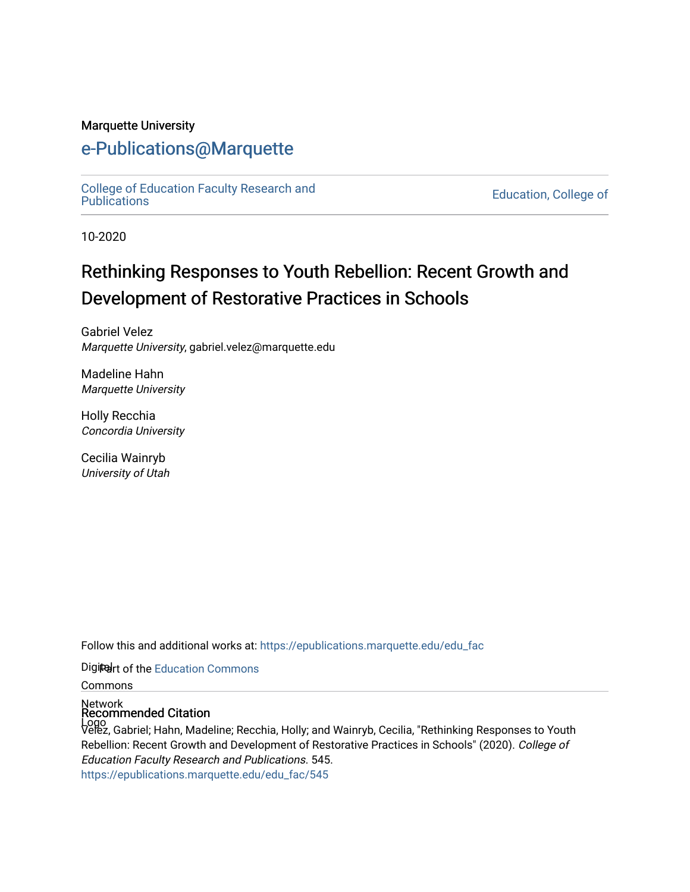Marquette University

# e-Publications@Marquette

College of Education Faculty Research and Publications

Education, College of

10-2020

# Rethinking Responses to Youth Rebellion: Recent Growth and Development of Restorative Practices in Schools

Gabriel Velez
*Marquette University*, gabriel.velez@marquette.edu

Madeline Hahn
*Marquette University*

Holly Recchia
*Concordia University*

Cecilia Wainryb
*University of Utah*

Follow this and additional works at: https://epublications.marquette.edu/edu_fac

Part of the Education Commons

## Recommended Citation

Velez, Gabriel; Hahn, Madeline; Recchia, Holly; and Wainryb, Cecilia, "Rethinking Responses to Youth Rebellion: Recent Growth and Development of Restorative Practices in Schools" (2020). *College of Education Faculty Research and Publications*. 545.
https://epublications.marquette.edu/edu_fac/545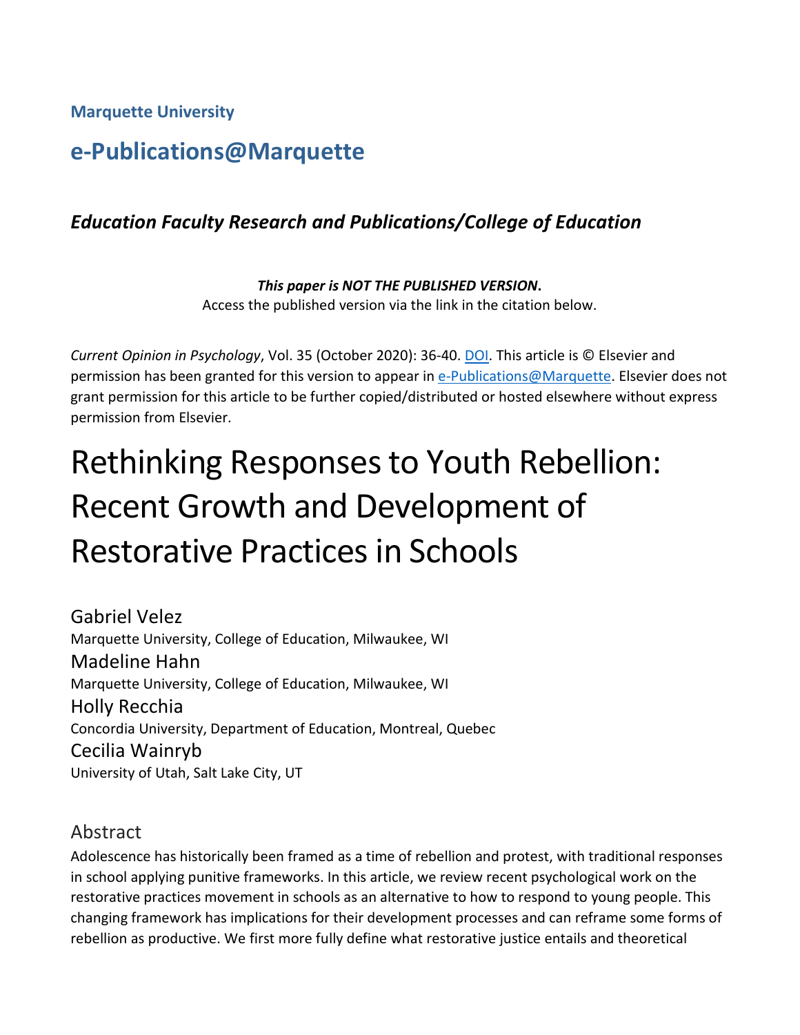**Marquette University**

## e-Publications@Marquette

### *Education Faculty Research and Publications/College of Education*

***This paper is NOT THE PUBLISHED VERSION*.**
Access the published version via the link in the citation below.

*Current Opinion in Psychology*, Vol. 35 (October 2020): 36-40. DOI. This article is © Elsevier and permission has been granted for this version to appear in e-Publications@Marquette. Elsevier does not grant permission for this article to be further copied/distributed or hosted elsewhere without express permission from Elsevier.

# Rethinking Responses to Youth Rebellion: Recent Growth and Development of Restorative Practices in Schools

Gabriel Velez
Marquette University, College of Education, Milwaukee, WI

Madeline Hahn
Marquette University, College of Education, Milwaukee, WI

Holly Recchia
Concordia University, Department of Education, Montreal, Quebec

Cecilia Wainryb
University of Utah, Salt Lake City, UT

## Abstract

Adolescence has historically been framed as a time of rebellion and protest, with traditional responses in school applying punitive frameworks. In this article, we review recent psychological work on the restorative practices movement in schools as an alternative to how to respond to young people. This changing framework has implications for their development processes and can reframe some forms of rebellion as productive. We first more fully define what restorative justice entails and theoretical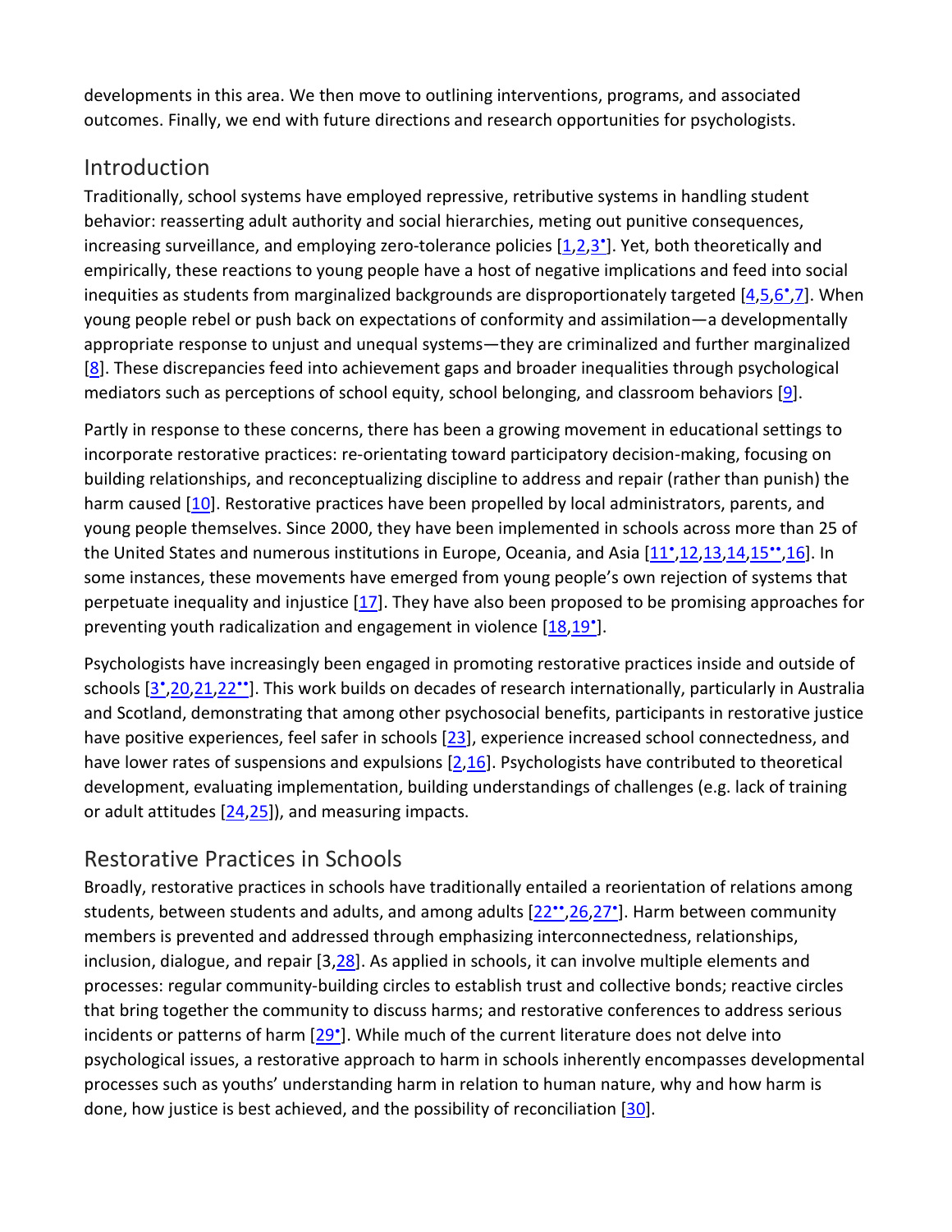developments in this area. We then move to outlining interventions, programs, and associated outcomes. Finally, we end with future directions and research opportunities for psychologists.

## Introduction

Traditionally, school systems have employed repressive, retributive systems in handling student behavior: reasserting adult authority and social hierarchies, meting out punitive consequences, increasing surveillance, and employing zero-tolerance policies [1,2,3•]. Yet, both theoretically and empirically, these reactions to young people have a host of negative implications and feed into social inequities as students from marginalized backgrounds are disproportionately targeted [4,5,6•,7]. When young people rebel or push back on expectations of conformity and assimilation—a developmentally appropriate response to unjust and unequal systems—they are criminalized and further marginalized [8]. These discrepancies feed into achievement gaps and broader inequalities through psychological mediators such as perceptions of school equity, school belonging, and classroom behaviors [9].

Partly in response to these concerns, there has been a growing movement in educational settings to incorporate restorative practices: re-orientating toward participatory decision-making, focusing on building relationships, and reconceptualizing discipline to address and repair (rather than punish) the harm caused [10]. Restorative practices have been propelled by local administrators, parents, and young people themselves. Since 2000, they have been implemented in schools across more than 25 of the United States and numerous institutions in Europe, Oceania, and Asia [11•,12,13,14,15••,16]. In some instances, these movements have emerged from young people's own rejection of systems that perpetuate inequality and injustice [17]. They have also been proposed to be promising approaches for preventing youth radicalization and engagement in violence [18,19•].

Psychologists have increasingly been engaged in promoting restorative practices inside and outside of schools [3•,20,21,22••]. This work builds on decades of research internationally, particularly in Australia and Scotland, demonstrating that among other psychosocial benefits, participants in restorative justice have positive experiences, feel safer in schools [23], experience increased school connectedness, and have lower rates of suspensions and expulsions [2,16]. Psychologists have contributed to theoretical development, evaluating implementation, building understandings of challenges (e.g. lack of training or adult attitudes [24,25]), and measuring impacts.

## Restorative Practices in Schools

Broadly, restorative practices in schools have traditionally entailed a reorientation of relations among students, between students and adults, and among adults [22••,26,27•]. Harm between community members is prevented and addressed through emphasizing interconnectedness, relationships, inclusion, dialogue, and repair [3,28]. As applied in schools, it can involve multiple elements and processes: regular community-building circles to establish trust and collective bonds; reactive circles that bring together the community to discuss harms; and restorative conferences to address serious incidents or patterns of harm [29•]. While much of the current literature does not delve into psychological issues, a restorative approach to harm in schools inherently encompasses developmental processes such as youths' understanding harm in relation to human nature, why and how harm is done, how justice is best achieved, and the possibility of reconciliation [30].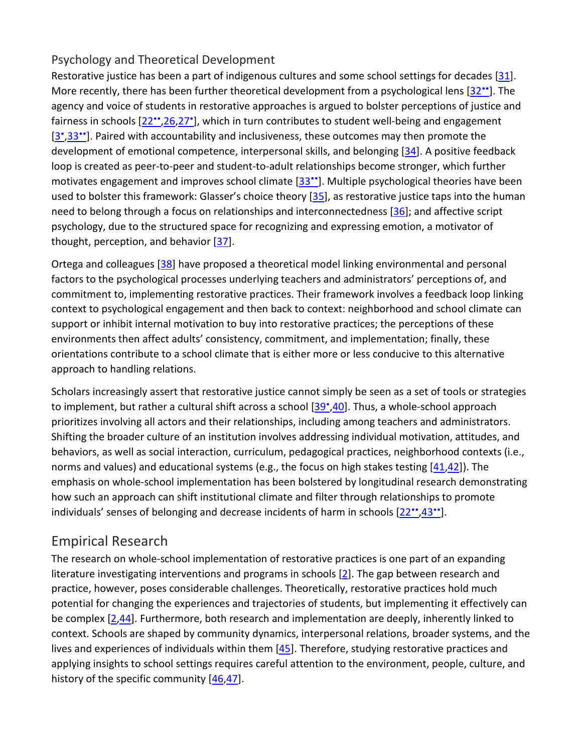## Psychology and Theoretical Development

Restorative justice has been a part of indigenous cultures and some school settings for decades [31]. More recently, there has been further theoretical development from a psychological lens [32••]. The agency and voice of students in restorative approaches is argued to bolster perceptions of justice and fairness in schools [22••,26,27•], which in turn contributes to student well-being and engagement [3•,33••]. Paired with accountability and inclusiveness, these outcomes may then promote the development of emotional competence, interpersonal skills, and belonging [34]. A positive feedback loop is created as peer-to-peer and student-to-adult relationships become stronger, which further motivates engagement and improves school climate [33••]. Multiple psychological theories have been used to bolster this framework: Glasser's choice theory [35], as restorative justice taps into the human need to belong through a focus on relationships and interconnectedness [36]; and affective script psychology, due to the structured space for recognizing and expressing emotion, a motivator of thought, perception, and behavior [37].

Ortega and colleagues [38] have proposed a theoretical model linking environmental and personal factors to the psychological processes underlying teachers and administrators' perceptions of, and commitment to, implementing restorative practices. Their framework involves a feedback loop linking context to psychological engagement and then back to context: neighborhood and school climate can support or inhibit internal motivation to buy into restorative practices; the perceptions of these environments then affect adults' consistency, commitment, and implementation; finally, these orientations contribute to a school climate that is either more or less conducive to this alternative approach to handling relations.

Scholars increasingly assert that restorative justice cannot simply be seen as a set of tools or strategies to implement, but rather a cultural shift across a school [39•,40]. Thus, a whole-school approach prioritizes involving all actors and their relationships, including among teachers and administrators. Shifting the broader culture of an institution involves addressing individual motivation, attitudes, and behaviors, as well as social interaction, curriculum, pedagogical practices, neighborhood contexts (i.e., norms and values) and educational systems (e.g., the focus on high stakes testing [41,42]). The emphasis on whole-school implementation has been bolstered by longitudinal research demonstrating how such an approach can shift institutional climate and filter through relationships to promote individuals' senses of belonging and decrease incidents of harm in schools [22••,43••].

## Empirical Research

The research on whole-school implementation of restorative practices is one part of an expanding literature investigating interventions and programs in schools [2]. The gap between research and practice, however, poses considerable challenges. Theoretically, restorative practices hold much potential for changing the experiences and trajectories of students, but implementing it effectively can be complex [2,44]. Furthermore, both research and implementation are deeply, inherently linked to context. Schools are shaped by community dynamics, interpersonal relations, broader systems, and the lives and experiences of individuals within them [45]. Therefore, studying restorative practices and applying insights to school settings requires careful attention to the environment, people, culture, and history of the specific community [46,47].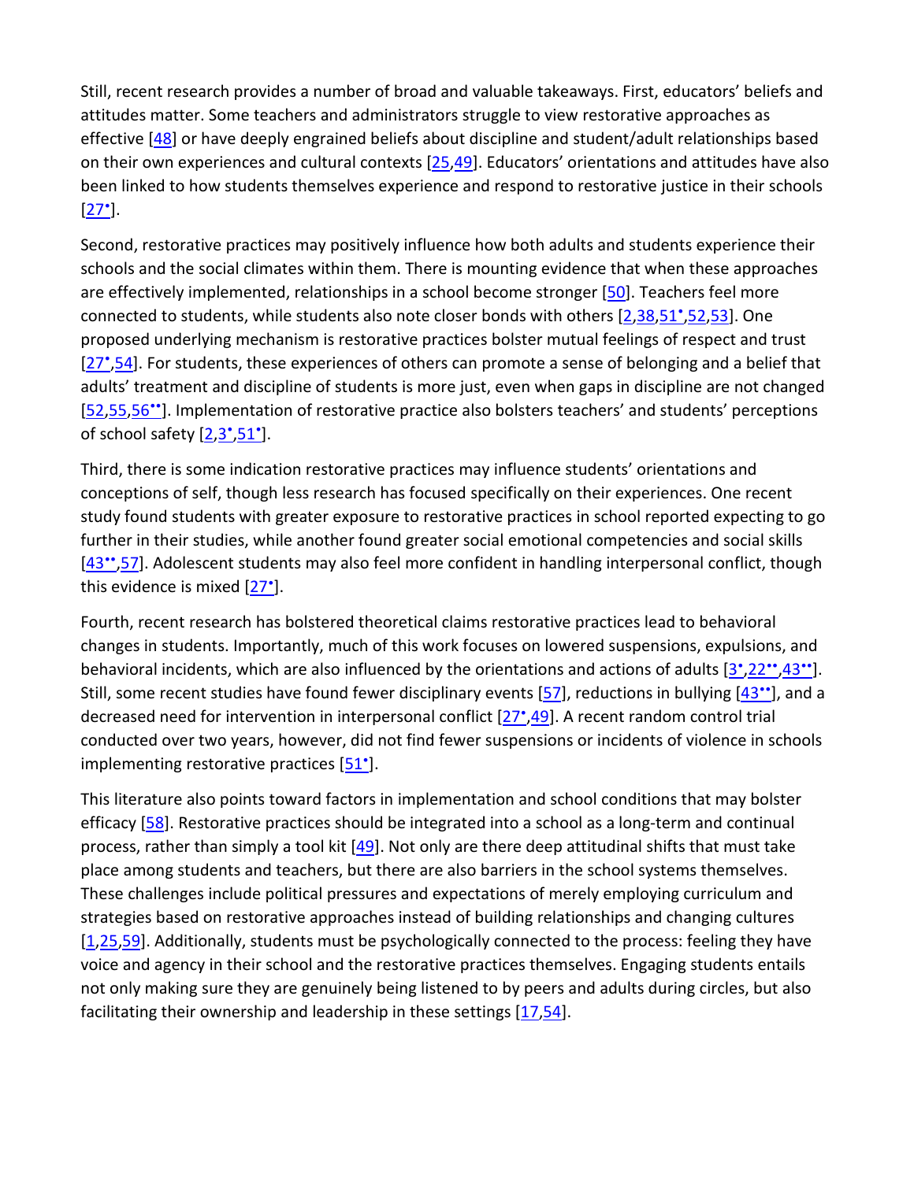Still, recent research provides a number of broad and valuable takeaways. First, educators' beliefs and attitudes matter. Some teachers and administrators struggle to view restorative approaches as effective [48] or have deeply engrained beliefs about discipline and student/adult relationships based on their own experiences and cultural contexts [25,49]. Educators' orientations and attitudes have also been linked to how students themselves experience and respond to restorative justice in their schools [27•].

Second, restorative practices may positively influence how both adults and students experience their schools and the social climates within them. There is mounting evidence that when these approaches are effectively implemented, relationships in a school become stronger [50]. Teachers feel more connected to students, while students also note closer bonds with others [2,38,51•,52,53]. One proposed underlying mechanism is restorative practices bolster mutual feelings of respect and trust [27•,54]. For students, these experiences of others can promote a sense of belonging and a belief that adults' treatment and discipline of students is more just, even when gaps in discipline are not changed [52,55,56••]. Implementation of restorative practice also bolsters teachers' and students' perceptions of school safety [2,3•,51•].

Third, there is some indication restorative practices may influence students' orientations and conceptions of self, though less research has focused specifically on their experiences. One recent study found students with greater exposure to restorative practices in school reported expecting to go further in their studies, while another found greater social emotional competencies and social skills [43••,57]. Adolescent students may also feel more confident in handling interpersonal conflict, though this evidence is mixed [27•].

Fourth, recent research has bolstered theoretical claims restorative practices lead to behavioral changes in students. Importantly, much of this work focuses on lowered suspensions, expulsions, and behavioral incidents, which are also influenced by the orientations and actions of adults [3•,22••,43••]. Still, some recent studies have found fewer disciplinary events [57], reductions in bullying [43••], and a decreased need for intervention in interpersonal conflict [27•,49]. A recent random control trial conducted over two years, however, did not find fewer suspensions or incidents of violence in schools implementing restorative practices [51•].

This literature also points toward factors in implementation and school conditions that may bolster efficacy [58]. Restorative practices should be integrated into a school as a long-term and continual process, rather than simply a tool kit [49]. Not only are there deep attitudinal shifts that must take place among students and teachers, but there are also barriers in the school systems themselves. These challenges include political pressures and expectations of merely employing curriculum and strategies based on restorative approaches instead of building relationships and changing cultures [1,25,59]. Additionally, students must be psychologically connected to the process: feeling they have voice and agency in their school and the restorative practices themselves. Engaging students entails not only making sure they are genuinely being listened to by peers and adults during circles, but also facilitating their ownership and leadership in these settings [17,54].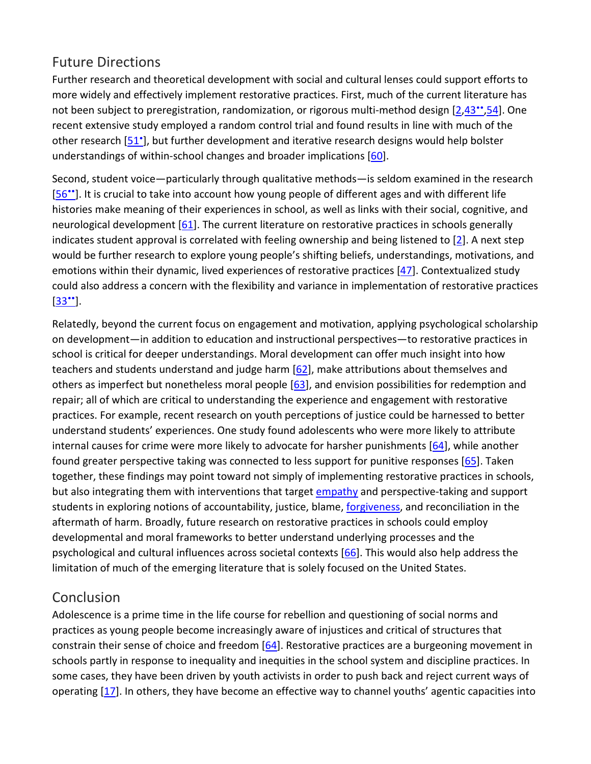## Future Directions

Further research and theoretical development with social and cultural lenses could support efforts to more widely and effectively implement restorative practices. First, much of the current literature has not been subject to preregistration, randomization, or rigorous multi-method design [2,43••,54]. One recent extensive study employed a random control trial and found results in line with much of the other research [51•], but further development and iterative research designs would help bolster understandings of within-school changes and broader implications [60].

Second, student voice—particularly through qualitative methods—is seldom examined in the research [56••]. It is crucial to take into account how young people of different ages and with different life histories make meaning of their experiences in school, as well as links with their social, cognitive, and neurological development [61]. The current literature on restorative practices in schools generally indicates student approval is correlated with feeling ownership and being listened to [2]. A next step would be further research to explore young people's shifting beliefs, understandings, motivations, and emotions within their dynamic, lived experiences of restorative practices [47]. Contextualized study could also address a concern with the flexibility and variance in implementation of restorative practices [33••].

Relatedly, beyond the current focus on engagement and motivation, applying psychological scholarship on development—in addition to education and instructional perspectives—to restorative practices in school is critical for deeper understandings. Moral development can offer much insight into how teachers and students understand and judge harm [62], make attributions about themselves and others as imperfect but nonetheless moral people [63], and envision possibilities for redemption and repair; all of which are critical to understanding the experience and engagement with restorative practices. For example, recent research on youth perceptions of justice could be harnessed to better understand students' experiences. One study found adolescents who were more likely to attribute internal causes for crime were more likely to advocate for harsher punishments [64], while another found greater perspective taking was connected to less support for punitive responses [65]. Taken together, these findings may point toward not simply of implementing restorative practices in schools, but also integrating them with interventions that target empathy and perspective-taking and support students in exploring notions of accountability, justice, blame, forgiveness, and reconciliation in the aftermath of harm. Broadly, future research on restorative practices in schools could employ developmental and moral frameworks to better understand underlying processes and the psychological and cultural influences across societal contexts [66]. This would also help address the limitation of much of the emerging literature that is solely focused on the United States.

## Conclusion

Adolescence is a prime time in the life course for rebellion and questioning of social norms and practices as young people become increasingly aware of injustices and critical of structures that constrain their sense of choice and freedom [64]. Restorative practices are a burgeoning movement in schools partly in response to inequality and inequities in the school system and discipline practices. In some cases, they have been driven by youth activists in order to push back and reject current ways of operating [17]. In others, they have become an effective way to channel youths' agentic capacities into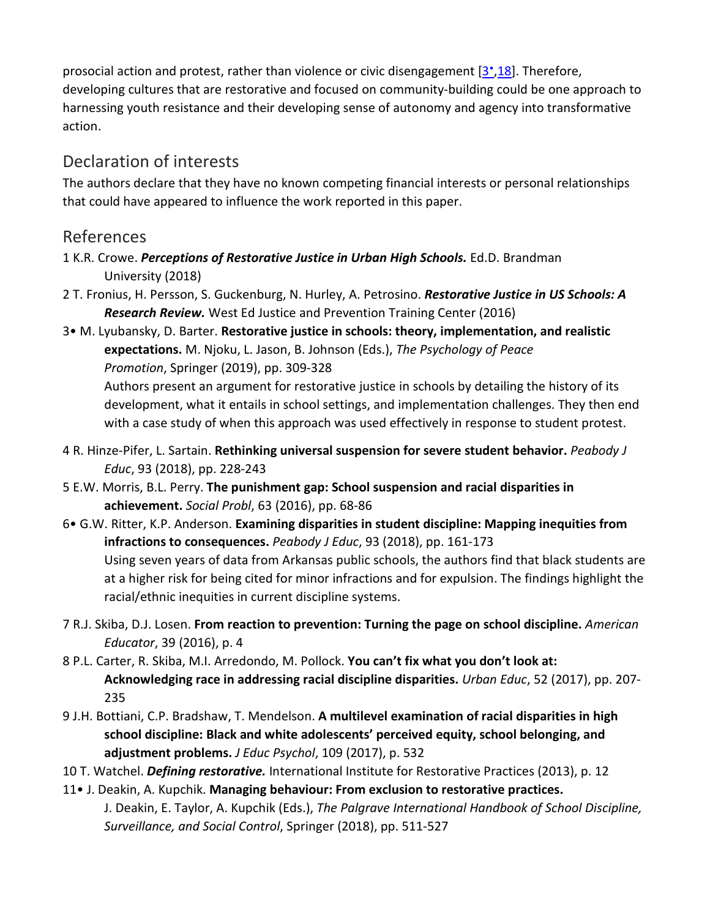prosocial action and protest, rather than violence or civic disengagement [3•,18]. Therefore, developing cultures that are restorative and focused on community-building could be one approach to harnessing youth resistance and their developing sense of autonomy and agency into transformative action.

## Declaration of interests

The authors declare that they have no known competing financial interests or personal relationships that could have appeared to influence the work reported in this paper.

## References

1 K.R. Crowe. ***Perceptions of Restorative Justice in Urban High Schools.*** Ed.D. Brandman University (2018)

2 T. Fronius, H. Persson, S. Guckenburg, N. Hurley, A. Petrosino. ***Restorative Justice in US Schools: A Research Review.*** West Ed Justice and Prevention Training Center (2016)

3• M. Lyubansky, D. Barter. **Restorative justice in schools: theory, implementation, and realistic expectations.** M. Njoku, L. Jason, B. Johnson (Eds.), *The Psychology of Peace Promotion*, Springer (2019), pp. 309-328

Authors present an argument for restorative justice in schools by detailing the history of its development, what it entails in school settings, and implementation challenges. They then end with a case study of when this approach was used effectively in response to student protest.

4 R. Hinze-Pifer, L. Sartain. **Rethinking universal suspension for severe student behavior.** *Peabody J Educ*, 93 (2018), pp. 228-243

5 E.W. Morris, B.L. Perry. **The punishment gap: School suspension and racial disparities in achievement.** *Social Probl*, 63 (2016), pp. 68-86

6• G.W. Ritter, K.P. Anderson. **Examining disparities in student discipline: Mapping inequities from infractions to consequences.** *Peabody J Educ*, 93 (2018), pp. 161-173

Using seven years of data from Arkansas public schools, the authors find that black students are at a higher risk for being cited for minor infractions and for expulsion. The findings highlight the racial/ethnic inequities in current discipline systems.

7 R.J. Skiba, D.J. Losen. **From reaction to prevention: Turning the page on school discipline.** *American Educator*, 39 (2016), p. 4

8 P.L. Carter, R. Skiba, M.I. Arredondo, M. Pollock. **You can't fix what you don't look at: Acknowledging race in addressing racial discipline disparities.** *Urban Educ*, 52 (2017), pp. 207-235

9 J.H. Bottiani, C.P. Bradshaw, T. Mendelson. **A multilevel examination of racial disparities in high school discipline: Black and white adolescents' perceived equity, school belonging, and adjustment problems.** *J Educ Psychol*, 109 (2017), p. 532

10 T. Watchel. ***Defining restorative.*** International Institute for Restorative Practices (2013), p. 12

11• J. Deakin, A. Kupchik. **Managing behaviour: From exclusion to restorative practices.** J. Deakin, E. Taylor, A. Kupchik (Eds.), *The Palgrave International Handbook of School Discipline, Surveillance, and Social Control*, Springer (2018), pp. 511-527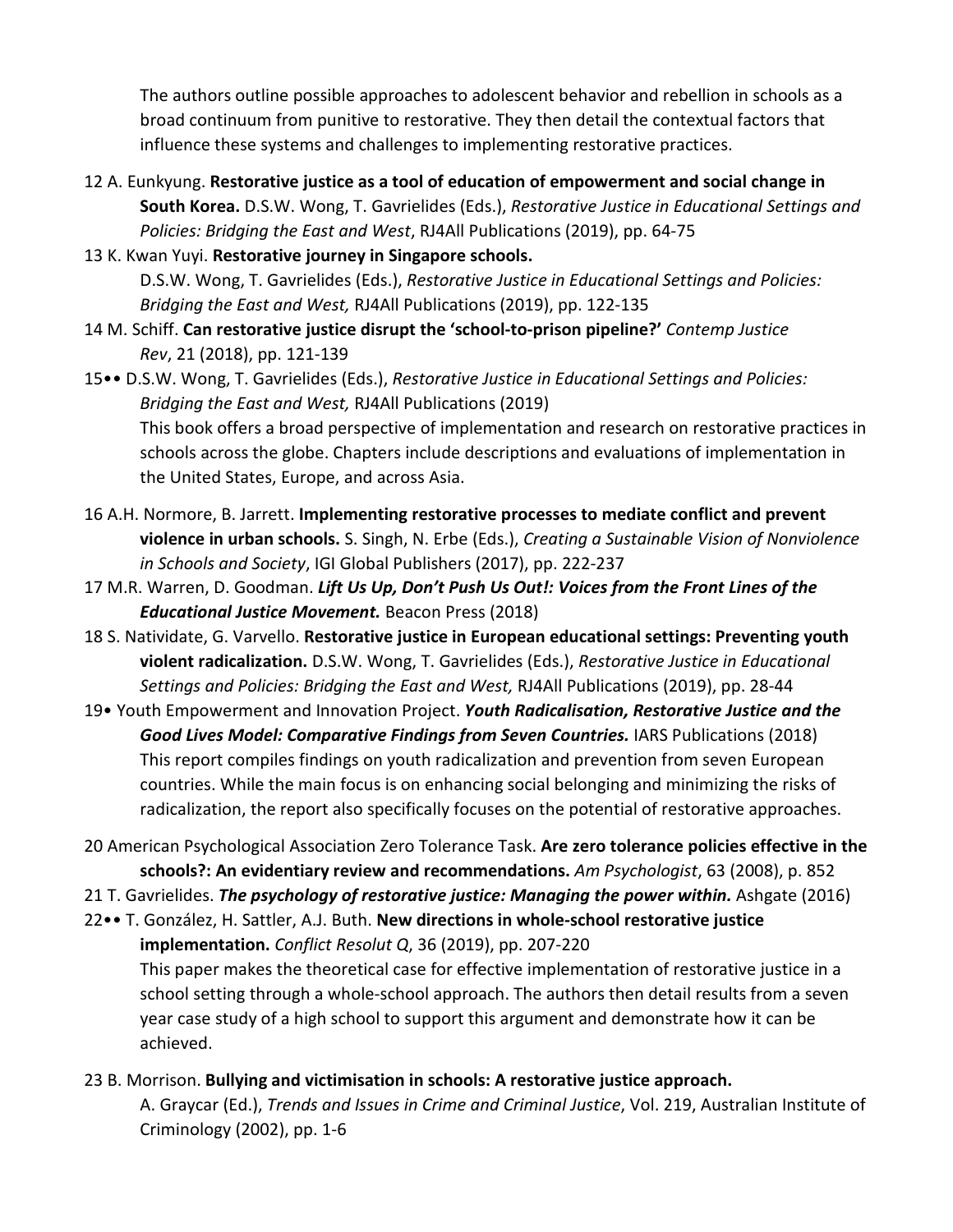The authors outline possible approaches to adolescent behavior and rebellion in schools as a broad continuum from punitive to restorative. They then detail the contextual factors that influence these systems and challenges to implementing restorative practices.

12 A. Eunkyung. **Restorative justice as a tool of education of empowerment and social change in South Korea.** D.S.W. Wong, T. Gavrielides (Eds.), *Restorative Justice in Educational Settings and Policies: Bridging the East and West*, RJ4All Publications (2019), pp. 64-75

13 K. Kwan Yuyi. **Restorative journey in Singapore schools.** D.S.W. Wong, T. Gavrielides (Eds.), *Restorative Justice in Educational Settings and Policies: Bridging the East and West,* RJ4All Publications (2019), pp. 122-135

14 M. Schiff. **Can restorative justice disrupt the 'school-to-prison pipeline?'** *Contemp Justice Rev*, 21 (2018), pp. 121-139

15•• D.S.W. Wong, T. Gavrielides (Eds.), *Restorative Justice in Educational Settings and Policies: Bridging the East and West,* RJ4All Publications (2019)
This book offers a broad perspective of implementation and research on restorative practices in schools across the globe. Chapters include descriptions and evaluations of implementation in the United States, Europe, and across Asia.

16 A.H. Normore, B. Jarrett. **Implementing restorative processes to mediate conflict and prevent violence in urban schools.** S. Singh, N. Erbe (Eds.), *Creating a Sustainable Vision of Nonviolence in Schools and Society*, IGI Global Publishers (2017), pp. 222-237

17 M.R. Warren, D. Goodman. ***Lift Us Up, Don't Push Us Out!: Voices from the Front Lines of the Educational Justice Movement.*** Beacon Press (2018)

18 S. Natividate, G. Varvello. **Restorative justice in European educational settings: Preventing youth violent radicalization.** D.S.W. Wong, T. Gavrielides (Eds.), *Restorative Justice in Educational Settings and Policies: Bridging the East and West,* RJ4All Publications (2019), pp. 28-44

19• Youth Empowerment and Innovation Project. ***Youth Radicalisation, Restorative Justice and the Good Lives Model: Comparative Findings from Seven Countries.*** IARS Publications (2018)
This report compiles findings on youth radicalization and prevention from seven European countries. While the main focus is on enhancing social belonging and minimizing the risks of radicalization, the report also specifically focuses on the potential of restorative approaches.

20 American Psychological Association Zero Tolerance Task. **Are zero tolerance policies effective in the schools?: An evidentiary review and recommendations.** *Am Psychologist*, 63 (2008), p. 852

21 T. Gavrielides. ***The psychology of restorative justice: Managing the power within.*** Ashgate (2016)

22•• T. González, H. Sattler, A.J. Buth. **New directions in whole-school restorative justice implementation.** *Conflict Resolut Q*, 36 (2019), pp. 207-220
This paper makes the theoretical case for effective implementation of restorative justice in a school setting through a whole-school approach. The authors then detail results from a seven year case study of a high school to support this argument and demonstrate how it can be achieved.

23 B. Morrison. **Bullying and victimisation in schools: A restorative justice approach.** A. Graycar (Ed.), *Trends and Issues in Crime and Criminal Justice*, Vol. 219, Australian Institute of Criminology (2002), pp. 1-6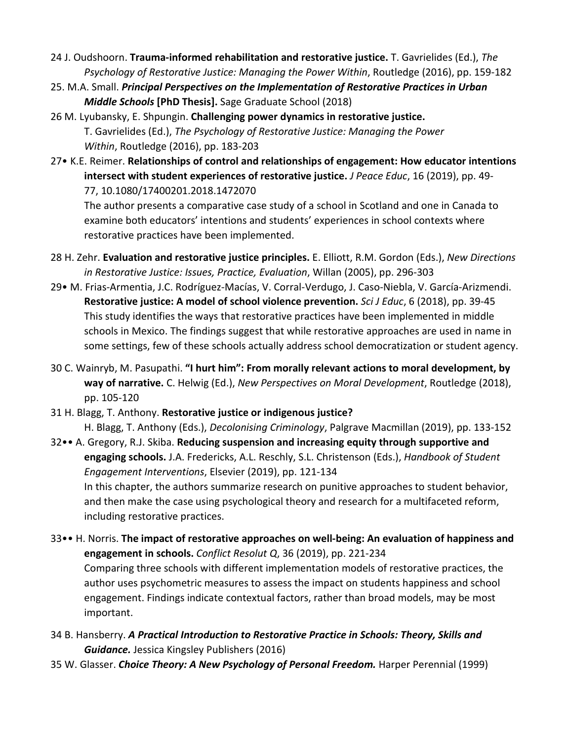24 J. Oudshoorn. **Trauma-informed rehabilitation and restorative justice.** T. Gavrielides (Ed.), *The Psychology of Restorative Justice: Managing the Power Within*, Routledge (2016), pp. 159-182

25. M.A. Small. ***Principal Perspectives on the Implementation of Restorative Practices in Urban Middle Schools* [PhD Thesis].** Sage Graduate School (2018)

26 M. Lyubansky, E. Shpungin. **Challenging power dynamics in restorative justice.** T. Gavrielides (Ed.), *The Psychology of Restorative Justice: Managing the Power Within*, Routledge (2016), pp. 183-203

27• K.E. Reimer. **Relationships of control and relationships of engagement: How educator intentions intersect with student experiences of restorative justice.** *J Peace Educ*, 16 (2019), pp. 49-77, 10.1080/17400201.2018.1472070

The author presents a comparative case study of a school in Scotland and one in Canada to examine both educators' intentions and students' experiences in school contexts where restorative practices have been implemented.

28 H. Zehr. **Evaluation and restorative justice principles.** E. Elliott, R.M. Gordon (Eds.), *New Directions in Restorative Justice: Issues, Practice, Evaluation*, Willan (2005), pp. 296-303

29• M. Frias-Armentia, J.C. Rodríguez-Macías, V. Corral-Verdugo, J. Caso-Niebla, V. García-Arizmendi. **Restorative justice: A model of school violence prevention.** *Sci J Educ*, 6 (2018), pp. 39-45

This study identifies the ways that restorative practices have been implemented in middle schools in Mexico. The findings suggest that while restorative approaches are used in name in some settings, few of these schools actually address school democratization or student agency.

30 C. Wainryb, M. Pasupathi. **"I hurt him": From morally relevant actions to moral development, by way of narrative.** C. Helwig (Ed.), *New Perspectives on Moral Development*, Routledge (2018), pp. 105-120

31 H. Blagg, T. Anthony. **Restorative justice or indigenous justice?** H. Blagg, T. Anthony (Eds.), *Decolonising Criminology*, Palgrave Macmillan (2019), pp. 133-152

32•• A. Gregory, R.J. Skiba. **Reducing suspension and increasing equity through supportive and engaging schools.** J.A. Fredericks, A.L. Reschly, S.L. Christenson (Eds.), *Handbook of Student Engagement Interventions*, Elsevier (2019), pp. 121-134

In this chapter, the authors summarize research on punitive approaches to student behavior, and then make the case using psychological theory and research for a multifaceted reform, including restorative practices.

33•• H. Norris. **The impact of restorative approaches on well-being: An evaluation of happiness and engagement in schools.** *Conflict Resolut Q*, 36 (2019), pp. 221-234

Comparing three schools with different implementation models of restorative practices, the author uses psychometric measures to assess the impact on students happiness and school engagement. Findings indicate contextual factors, rather than broad models, may be most important.

34 B. Hansberry. ***A Practical Introduction to Restorative Practice in Schools: Theory, Skills and Guidance.*** Jessica Kingsley Publishers (2016)

35 W. Glasser. ***Choice Theory: A New Psychology of Personal Freedom.*** Harper Perennial (1999)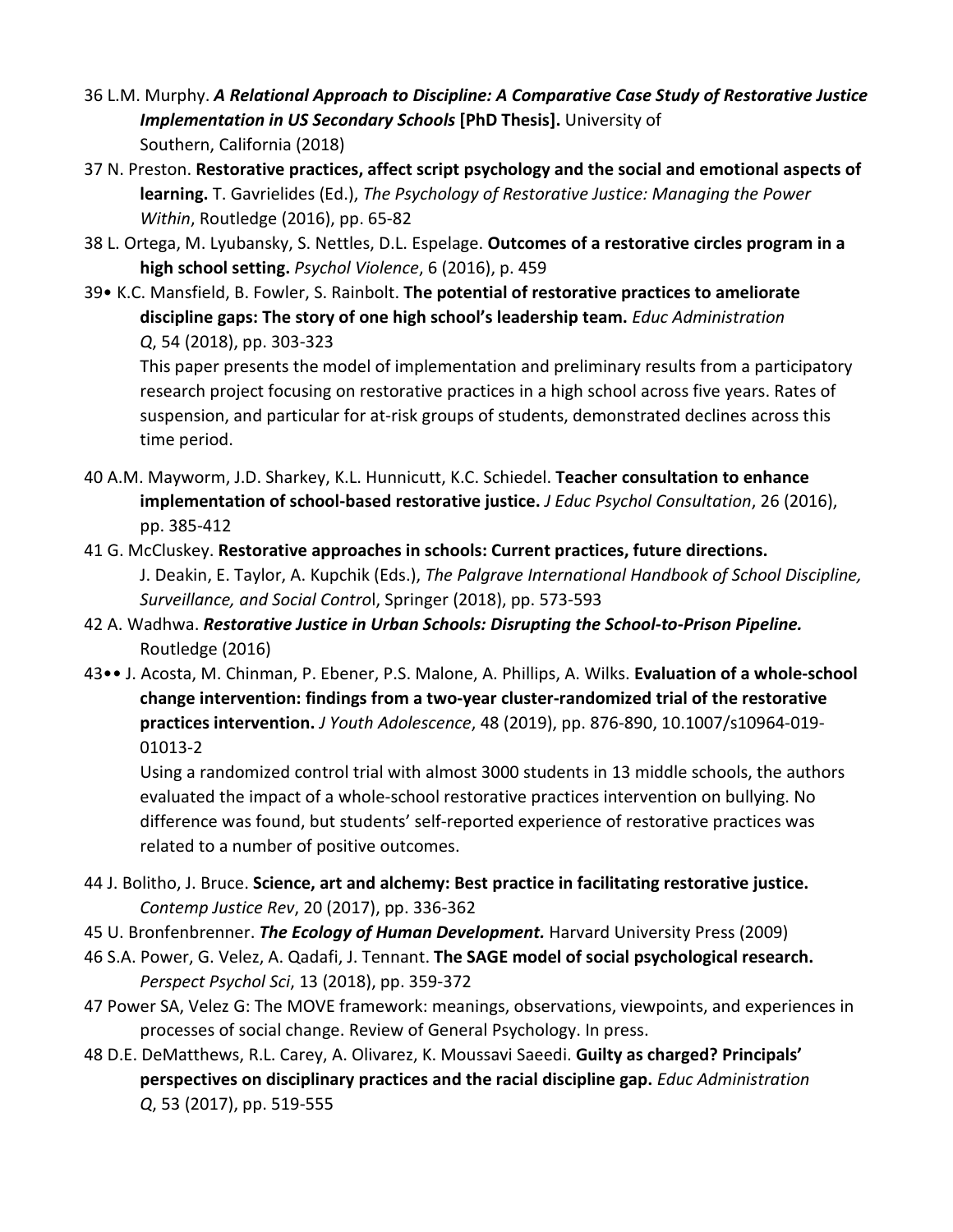36 L.M. Murphy. ***A Relational Approach to Discipline: A Comparative Case Study of Restorative Justice Implementation in US Secondary Schools* [PhD Thesis].** University of Southern, California (2018)

37 N. Preston. **Restorative practices, affect script psychology and the social and emotional aspects of learning.** T. Gavrielides (Ed.), *The Psychology of Restorative Justice: Managing the Power Within*, Routledge (2016), pp. 65-82

38 L. Ortega, M. Lyubansky, S. Nettles, D.L. Espelage. **Outcomes of a restorative circles program in a high school setting.** *Psychol Violence*, 6 (2016), p. 459

39• K.C. Mansfield, B. Fowler, S. Rainbolt. **The potential of restorative practices to ameliorate discipline gaps: The story of one high school's leadership team.** *Educ Administration Q*, 54 (2018), pp. 303-323

This paper presents the model of implementation and preliminary results from a participatory research project focusing on restorative practices in a high school across five years. Rates of suspension, and particular for at-risk groups of students, demonstrated declines across this time period.

40 A.M. Mayworm, J.D. Sharkey, K.L. Hunnicutt, K.C. Schiedel. **Teacher consultation to enhance implementation of school-based restorative justice.** *J Educ Psychol Consultation*, 26 (2016), pp. 385-412

41 G. McCluskey. **Restorative approaches in schools: Current practices, future directions.** J. Deakin, E. Taylor, A. Kupchik (Eds.), *The Palgrave International Handbook of School Discipline, Surveillance, and Social Control*, Springer (2018), pp. 573-593

42 A. Wadhwa. ***Restorative Justice in Urban Schools: Disrupting the School-to-Prison Pipeline.*** Routledge (2016)

43•• J. Acosta, M. Chinman, P. Ebener, P.S. Malone, A. Phillips, A. Wilks. **Evaluation of a whole-school change intervention: findings from a two-year cluster-randomized trial of the restorative practices intervention.** *J Youth Adolescence*, 48 (2019), pp. 876-890, 10.1007/s10964-019-01013-2

Using a randomized control trial with almost 3000 students in 13 middle schools, the authors evaluated the impact of a whole-school restorative practices intervention on bullying. No difference was found, but students' self-reported experience of restorative practices was related to a number of positive outcomes.

44 J. Bolitho, J. Bruce. **Science, art and alchemy: Best practice in facilitating restorative justice.** *Contemp Justice Rev*, 20 (2017), pp. 336-362

45 U. Bronfenbrenner. ***The Ecology of Human Development.*** Harvard University Press (2009)

46 S.A. Power, G. Velez, A. Qadafi, J. Tennant. **The SAGE model of social psychological research.** *Perspect Psychol Sci*, 13 (2018), pp. 359-372

47 Power SA, Velez G: The MOVE framework: meanings, observations, viewpoints, and experiences in processes of social change. Review of General Psychology. In press.

48 D.E. DeMatthews, R.L. Carey, A. Olivarez, K. Moussavi Saeedi. **Guilty as charged? Principals' perspectives on disciplinary practices and the racial discipline gap.** *Educ Administration Q*, 53 (2017), pp. 519-555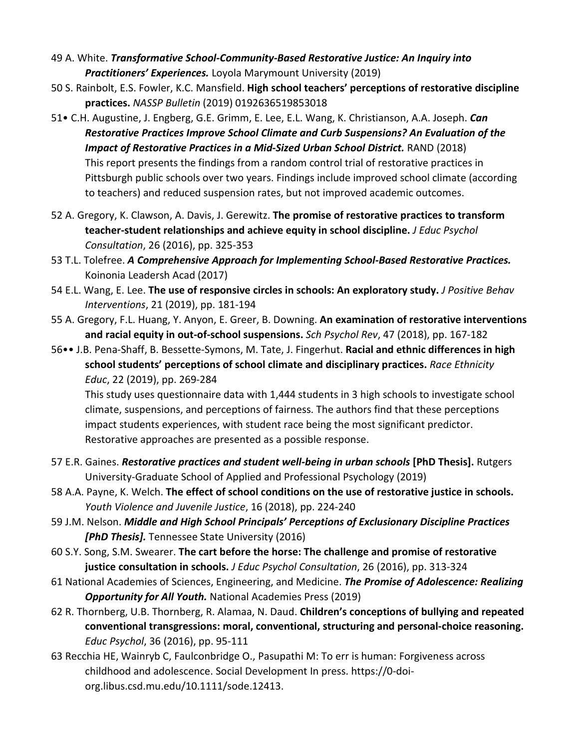49 A. White. ***Transformative School-Community-Based Restorative Justice: An Inquiry into Practitioners' Experiences.*** Loyola Marymount University (2019)

50 S. Rainbolt, E.S. Fowler, K.C. Mansfield. **High school teachers' perceptions of restorative discipline practices.** *NASSP Bulletin* (2019) 0192636519853018

51• C.H. Augustine, J. Engberg, G.E. Grimm, E. Lee, E.L. Wang, K. Christianson, A.A. Joseph. ***Can Restorative Practices Improve School Climate and Curb Suspensions? An Evaluation of the Impact of Restorative Practices in a Mid-Sized Urban School District.*** RAND (2018)
This report presents the findings from a random control trial of restorative practices in Pittsburgh public schools over two years. Findings include improved school climate (according to teachers) and reduced suspension rates, but not improved academic outcomes.

52 A. Gregory, K. Clawson, A. Davis, J. Gerewitz. **The promise of restorative practices to transform teacher-student relationships and achieve equity in school discipline.** *J Educ Psychol Consultation*, 26 (2016), pp. 325-353

53 T.L. Tolefree. ***A Comprehensive Approach for Implementing School-Based Restorative Practices.*** Koinonia Leadersh Acad (2017)

54 E.L. Wang, E. Lee. **The use of responsive circles in schools: An exploratory study.** *J Positive Behav Interventions*, 21 (2019), pp. 181-194

55 A. Gregory, F.L. Huang, Y. Anyon, E. Greer, B. Downing. **An examination of restorative interventions and racial equity in out-of-school suspensions.** *Sch Psychol Rev*, 47 (2018), pp. 167-182

56•• J.B. Pena-Shaff, B. Bessette-Symons, M. Tate, J. Fingerhut. **Racial and ethnic differences in high school students' perceptions of school climate and disciplinary practices.** *Race Ethnicity Educ*, 22 (2019), pp. 269-284
This study uses questionnaire data with 1,444 students in 3 high schools to investigate school climate, suspensions, and perceptions of fairness. The authors find that these perceptions impact students experiences, with student race being the most significant predictor. Restorative approaches are presented as a possible response.

57 E.R. Gaines. ***Restorative practices and student well-being in urban schools* [PhD Thesis].** Rutgers University-Graduate School of Applied and Professional Psychology (2019)

58 A.A. Payne, K. Welch. **The effect of school conditions on the use of restorative justice in schools.** *Youth Violence and Juvenile Justice*, 16 (2018), pp. 224-240

59 J.M. Nelson. ***Middle and High School Principals' Perceptions of Exclusionary Discipline Practices [PhD Thesis].*** Tennessee State University (2016)

60 S.Y. Song, S.M. Swearer. **The cart before the horse: The challenge and promise of restorative justice consultation in schools.** *J Educ Psychol Consultation*, 26 (2016), pp. 313-324

61 National Academies of Sciences, Engineering, and Medicine. ***The Promise of Adolescence: Realizing Opportunity for All Youth.*** National Academies Press (2019)

62 R. Thornberg, U.B. Thornberg, R. Alamaa, N. Daud. **Children's conceptions of bullying and repeated conventional transgressions: moral, conventional, structuring and personal-choice reasoning.** *Educ Psychol*, 36 (2016), pp. 95-111

63 Recchia HE, Wainryb C, Faulconbridge O., Pasupathi M: To err is human: Forgiveness across childhood and adolescence. Social Development In press. https://0-doi-org.libus.csd.mu.edu/10.1111/sode.12413.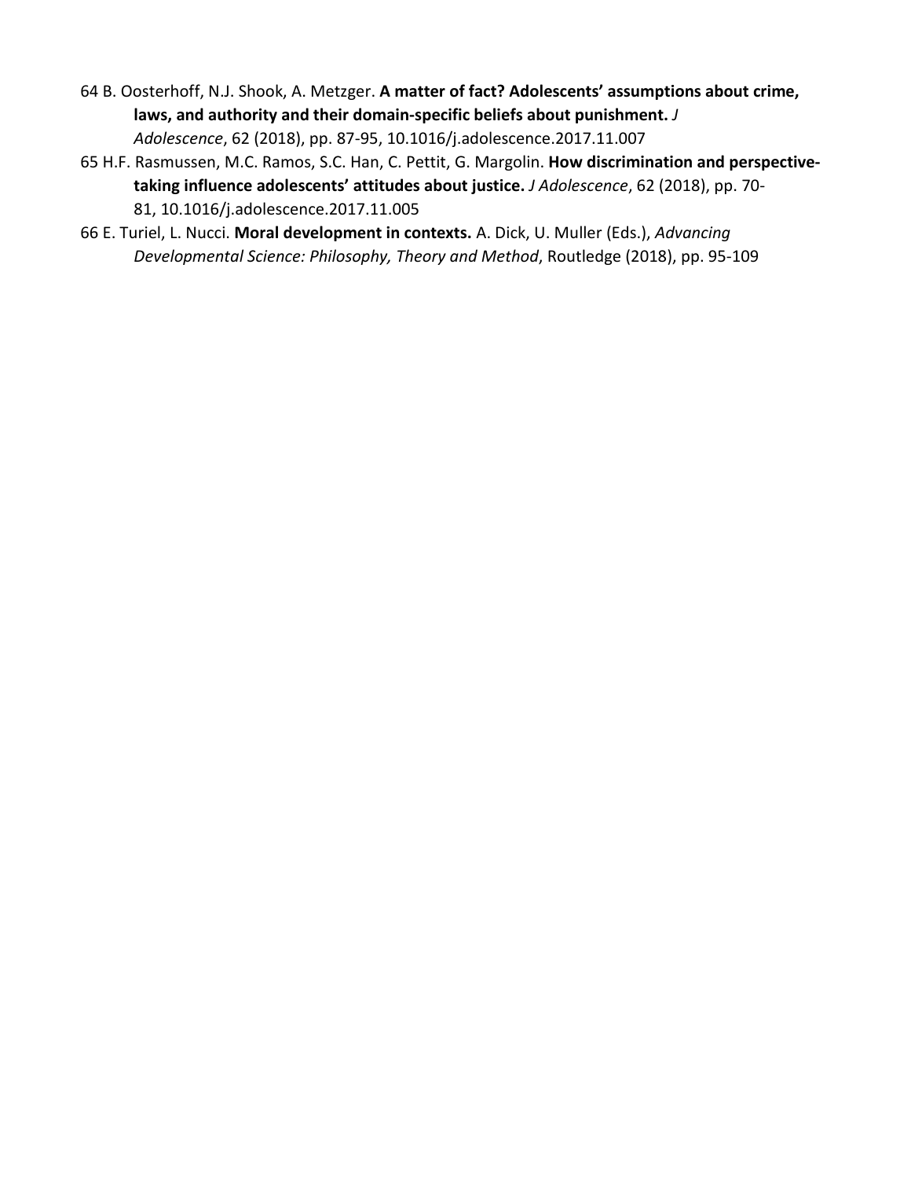64 B. Oosterhoff, N.J. Shook, A. Metzger. **A matter of fact? Adolescents' assumptions about crime, laws, and authority and their domain-specific beliefs about punishment.** *J Adolescence*, 62 (2018), pp. 87-95, 10.1016/j.adolescence.2017.11.007

65 H.F. Rasmussen, M.C. Ramos, S.C. Han, C. Pettit, G. Margolin. **How discrimination and perspective-taking influence adolescents' attitudes about justice.** *J Adolescence*, 62 (2018), pp. 70-81, 10.1016/j.adolescence.2017.11.005

66 E. Turiel, L. Nucci. **Moral development in contexts.** A. Dick, U. Muller (Eds.), *Advancing Developmental Science: Philosophy, Theory and Method*, Routledge (2018), pp. 95-109